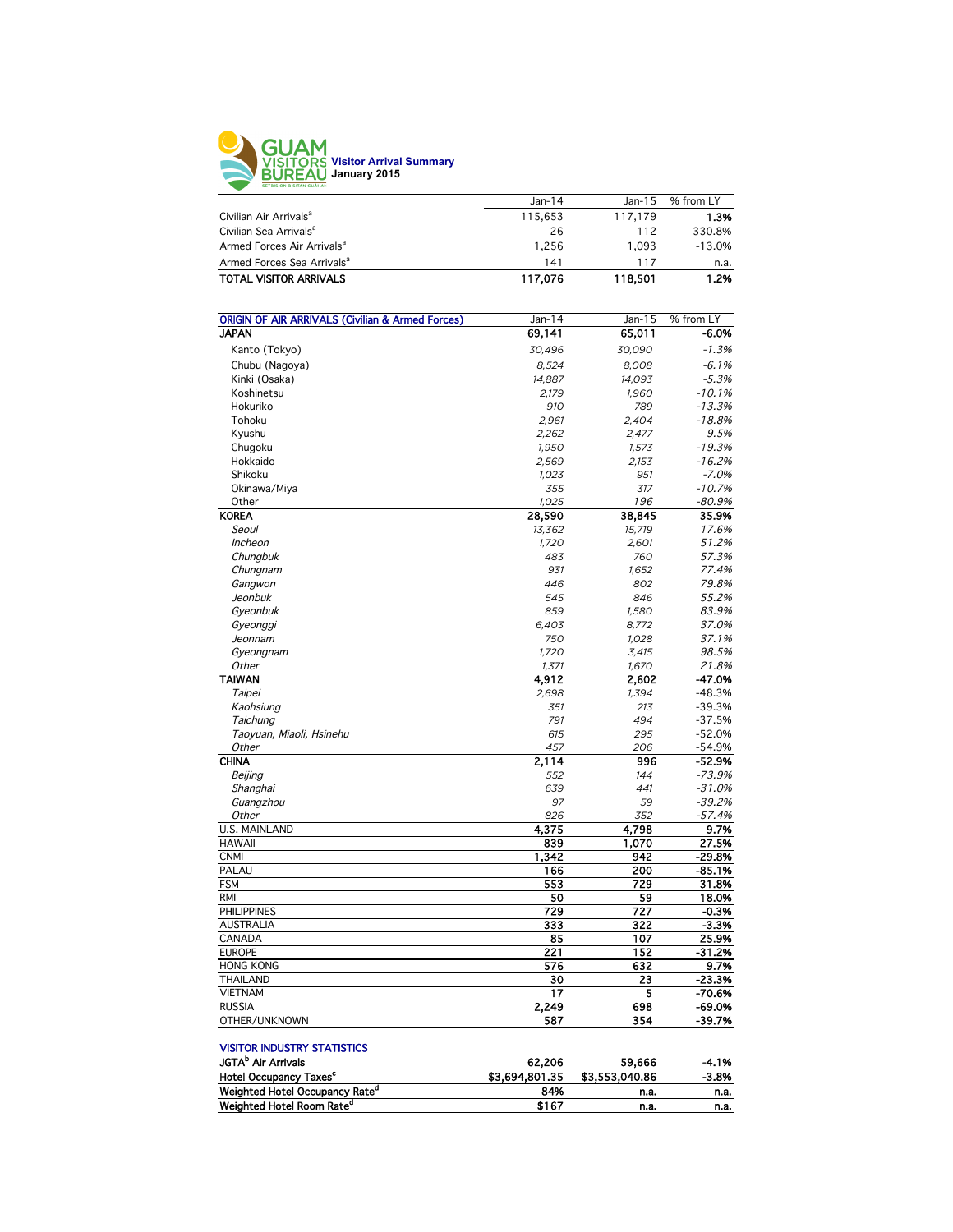# GUAM VISITORS BUREAU

**Visitor Arrival Summary**
**January 2015**

| | Jan-14 | Jan-15 | % from LY |
|---|---|---|---|
| Civilian Air Arrivals[a] | 115,653 | 117,179 | 1.3% |
| Civilian Sea Arrivals[a] | 26 | 112 | 330.8% |
| Armed Forces Air Arrivals[a] | 1,256 | 1,093 | -13.0% |
| Armed Forces Sea Arrivals[a] | 141 | 117 | n.a. |
| **TOTAL VISITOR ARRIVALS** | **117,076** | **118,501** | **1.2%** |

| ORIGIN OF AIR ARRIVALS (Civilian & Armed Forces) | Jan-14 | Jan-15 | % from LY |
|---|---|---|---|
| **JAPAN** | **69,141** | **65,011** | **-6.0%** |
| Kanto (Tokyo) | *30,496* | *30,090* | *-1.3%* |
| Chubu (Nagoya) | *8,524* | *8,008* | *-6.1%* |
| Kinki (Osaka) | *14,887* | *14,093* | *-5.3%* |
| Koshinetsu | *2,179* | *1,960* | *-10.1%* |
| Hokuriko | *910* | *789* | *-13.3%* |
| Tohoku | *2,961* | *2,404* | *-18.8%* |
| Kyushu | *2,262* | *2,477* | *9.5%* |
| Chugoku | *1,950* | *1,573* | *-19.3%* |
| Hokkaido | *2,569* | *2,153* | *-16.2%* |
| Shikoku | *1,023* | *951* | *-7.0%* |
| Okinawa/Miya | *355* | *317* | *-10.7%* |
| Other | *1,025* | *196* | *-80.9%* |
| **KOREA** | **28,590** | **38,845** | **35.9%** |
| *Seoul* | *13,362* | *15,719* | *17.6%* |
| *Incheon* | *1,720* | *2,601* | *51.2%* |
| *Chungbuk* | *483* | *760* | *57.3%* |
| *Chungnam* | *931* | *1,652* | *77.4%* |
| *Gangwon* | *446* | *802* | *79.8%* |
| *Jeonbuk* | *545* | *846* | *55.2%* |
| *Gyeonbuk* | *859* | *1,580* | *83.9%* |
| *Gyeonggi* | *6,403* | *8,772* | *37.0%* |
| *Jeonnam* | *750* | *1,028* | *37.1%* |
| *Gyeongnam* | *1,720* | *3,415* | *98.5%* |
| *Other* | *1,371* | *1,670* | *21.8%* |
| **TAIWAN** | **4,912** | **2,602** | **-47.0%** |
| *Taipei* | *2,698* | *1,394* | -48.3% |
| *Kaohsiung* | *351* | *213* | -39.3% |
| *Taichung* | *791* | *494* | -37.5% |
| *Taoyuan, Miaoli, Hsinehu* | *615* | *295* | -52.0% |
| *Other* | *457* | *206* | -54.9% |
| **CHINA** | **2,114** | **996** | **-52.9%** |
| *Beijing* | *552* | *144* | *-73.9%* |
| *Shanghai* | *639* | *441* | *-31.0%* |
| *Guangzhou* | *97* | *59* | *-39.2%* |
| *Other* | *826* | *352* | *-57.4%* |
| U.S. MAINLAND | **4,375** | **4,798** | **9.7%** |
| HAWAII | **839** | **1,070** | **27.5%** |
| CNMI | **1,342** | **942** | **-29.8%** |
| PALAU | **166** | **200** | **-85.1%** |
| FSM | **553** | **729** | **31.8%** |
| RMI | **50** | **59** | **18.0%** |
| PHILIPPINES | **729** | **727** | **-0.3%** |
| AUSTRALIA | **333** | **322** | **-3.3%** |
| CANADA | **85** | **107** | **25.9%** |
| EUROPE | **221** | **152** | **-31.2%** |
| HONG KONG | **576** | **632** | **9.7%** |
| THAILAND | **30** | **23** | **-23.3%** |
| VIETNAM | **17** | **5** | **-70.6%** |
| RUSSIA | **2,249** | **698** | **-69.0%** |
| OTHER/UNKNOWN | **587** | **354** | **-39.7%** |

| VISITOR INDUSTRY STATISTICS | | | |
|---|---|---|---|
| **JGTA[b] Air Arrivals** | **62,206** | **59,666** | **-4.1%** |
| **Hotel Occupancy Taxes[c]** | **$3,694,801.35** | **$3,553,040.86** | **-3.8%** |
| **Weighted Hotel Occupancy Rate[d]** | **84%** | **n.a.** | **n.a.** |
| **Weighted Hotel Room Rate[d]** | **$167** | **n.a.** | **n.a.** |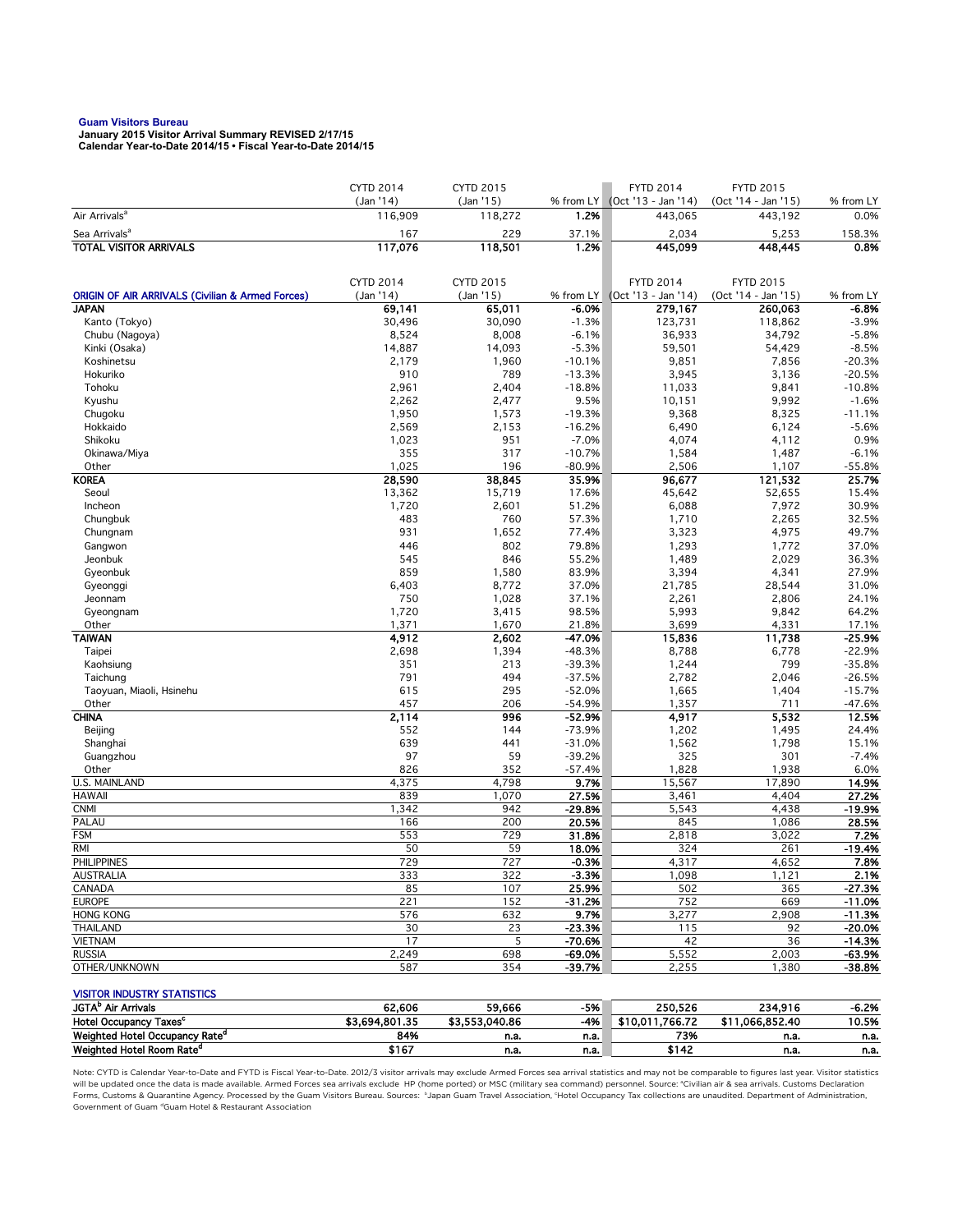**Guam Visitors Bureau**
**January 2015 Visitor Arrival Summary REVISED 2/17/15**
**Calendar Year-to-Date 2014/15 • Fiscal Year-to-Date 2014/15**

| | CYTD 2014 (Jan '14) | CYTD 2015 (Jan '15) | % from LY | FYTD 2014 (Oct '13 - Jan '14) | FYTD 2015 (Oct '14 - Jan '15) | % from LY |
|---|---|---|---|---|---|---|
| Air Arrivals[a] | 116,909 | 118,272 | **1.2%** | 443,065 | 443,192 | 0.0% |
| Sea Arrivals[a] | 167 | 229 | 37.1% | 2,034 | 5,253 | 158.3% |
| **TOTAL VISITOR ARRIVALS** | **117,076** | **118,501** | **1.2%** | **445,099** | **448,445** | **0.8%** |

| ORIGIN OF AIR ARRIVALS (Civilian & Armed Forces) | CYTD 2014 (Jan '14) | CYTD 2015 (Jan '15) | % from LY | FYTD 2014 (Oct '13 - Jan '14) | FYTD 2015 (Oct '14 - Jan '15) | % from LY |
|---|---|---|---|---|---|---|
| **JAPAN** | **69,141** | **65,011** | **-6.0%** | **279,167** | **260,063** | **-6.8%** |
| Kanto (Tokyo) | 30,496 | 30,090 | -1.3% | 123,731 | 118,862 | -3.9% |
| Chubu (Nagoya) | 8,524 | 8,008 | -6.1% | 36,933 | 34,792 | -5.8% |
| Kinki (Osaka) | 14,887 | 14,093 | -5.3% | 59,501 | 54,429 | -8.5% |
| Koshinetsu | 2,179 | 1,960 | -10.1% | 9,851 | 7,856 | -20.3% |
| Hokuriko | 910 | 789 | -13.3% | 3,945 | 3,136 | -20.5% |
| Tohoku | 2,961 | 2,404 | -18.8% | 11,033 | 9,841 | -10.8% |
| Kyushu | 2,262 | 2,477 | 9.5% | 10,151 | 9,992 | -1.6% |
| Chugoku | 1,950 | 1,573 | -19.3% | 9,368 | 8,325 | -11.1% |
| Hokkaido | 2,569 | 2,153 | -16.2% | 6,490 | 6,124 | -5.6% |
| Shikoku | 1,023 | 951 | -7.0% | 4,074 | 4,112 | 0.9% |
| Okinawa/Miya | 355 | 317 | -10.7% | 1,584 | 1,487 | -6.1% |
| Other | 1,025 | 196 | -80.9% | 2,506 | 1,107 | -55.8% |
| **KOREA** | **28,590** | **38,845** | **35.9%** | **96,677** | **121,532** | **25.7%** |
| Seoul | 13,362 | 15,719 | 17.6% | 45,642 | 52,655 | 15.4% |
| Incheon | 1,720 | 2,601 | 51.2% | 6,088 | 7,972 | 30.9% |
| Chungbuk | 483 | 760 | 57.3% | 1,710 | 2,265 | 32.5% |
| Chungnam | 931 | 1,652 | 77.4% | 3,323 | 4,975 | 49.7% |
| Gangwon | 446 | 802 | 79.8% | 1,293 | 1,772 | 37.0% |
| Jeonbuk | 545 | 846 | 55.2% | 1,489 | 2,029 | 36.3% |
| Gyeonbuk | 859 | 1,580 | 83.9% | 3,394 | 4,341 | 27.9% |
| Gyeonggi | 6,403 | 8,772 | 37.0% | 21,785 | 28,544 | 31.0% |
| Jeonnam | 750 | 1,028 | 37.1% | 2,261 | 2,806 | 24.1% |
| Gyeongnam | 1,720 | 3,415 | 98.5% | 5,993 | 9,842 | 64.2% |
| Other | 1,371 | 1,670 | 21.8% | 3,699 | 4,331 | 17.1% |
| **TAIWAN** | **4,912** | **2,602** | **-47.0%** | **15,836** | **11,738** | **-25.9%** |
| Taipei | 2,698 | 1,394 | -48.3% | 8,788 | 6,778 | -22.9% |
| Kaohsiung | 351 | 213 | -39.3% | 1,244 | 799 | -35.8% |
| Taichung | 791 | 494 | -37.5% | 2,782 | 2,046 | -26.5% |
| Taoyuan, Miaoli, Hsinehu | 615 | 295 | -52.0% | 1,665 | 1,404 | -15.7% |
| Other | 457 | 206 | -54.9% | 1,357 | 711 | -47.6% |
| **CHINA** | **2,114** | **996** | **-52.9%** | **4,917** | **5,532** | **12.5%** |
| Beijing | 552 | 144 | -73.9% | 1,202 | 1,495 | 24.4% |
| Shanghai | 639 | 441 | -31.0% | 1,562 | 1,798 | 15.1% |
| Guangzhou | 97 | 59 | -39.2% | 325 | 301 | -7.4% |
| Other | 826 | 352 | -57.4% | 1,828 | 1,938 | 6.0% |
| U.S. MAINLAND | 4,375 | 4,798 | **9.7%** | 15,567 | 17,890 | **14.9%** |
| HAWAII | 839 | 1,070 | **27.5%** | 3,461 | 4,404 | **27.2%** |
| CNMI | 1,342 | 942 | **-29.8%** | 5,543 | 4,438 | **-19.9%** |
| PALAU | 166 | 200 | **20.5%** | 845 | 1,086 | **28.5%** |
| FSM | 553 | 729 | **31.8%** | 2,818 | 3,022 | **7.2%** |
| RMI | 50 | 59 | **18.0%** | 324 | 261 | **-19.4%** |
| PHILIPPINES | 729 | 727 | **-0.3%** | 4,317 | 4,652 | **7.8%** |
| AUSTRALIA | 333 | 322 | **-3.3%** | 1,098 | 1,121 | **2.1%** |
| CANADA | 85 | 107 | **25.9%** | 502 | 365 | **-27.3%** |
| EUROPE | 221 | 152 | **-31.2%** | 752 | 669 | **-11.0%** |
| HONG KONG | 576 | 632 | **9.7%** | 3,277 | 2,908 | **-11.3%** |
| THAILAND | 30 | 23 | **-23.3%** | 115 | 92 | **-20.0%** |
| VIETNAM | 17 | 5 | **-70.6%** | 42 | 36 | **-14.3%** |
| RUSSIA | 2,249 | 698 | **-69.0%** | 5,552 | 2,003 | **-63.9%** |
| OTHER/UNKNOWN | 587 | 354 | **-39.7%** | 2,255 | 1,380 | **-38.8%** |

| VISITOR INDUSTRY STATISTICS | | | | | | |
|---|---|---|---|---|---|---|
| **JGTA[b] Air Arrivals** | **62,606** | **59,666** | **-5%** | **250,526** | **234,916** | **-6.2%** |
| **Hotel Occupancy Taxes[c]** | **$3,694,801.35** | **$3,553,040.86** | **-4%** | **$10,011,766.72** | **$11,066,852.40** | **10.5%** |
| **Weighted Hotel Occupancy Rate[d]** | **84%** | **n.a.** | **n.a.** | **73%** | **n.a.** | **n.a.** |
| **Weighted Hotel Room Rate[d]** | **$167** | **n.a.** | **n.a.** | **$142** | **n.a.** | **n.a.** |

Note: CYTD is Calendar Year-to-Date and FYTD is Fiscal Year-to-Date. 2012/3 visitor arrivals may exclude Armed Forces sea arrival statistics and may not be comparable to figures last year. Visitor statistics will be updated once the data is made available. Armed Forces sea arrivals exclude HP (home ported) or MSC (military sea command) personnel. Source: [a]Civilian air & sea arrivals. Customs Declaration Forms, Customs & Quarantine Agency. Processed by the Guam Visitors Bureau. Sources: [b]Japan Guam Travel Association, [c]Hotel Occupancy Tax collections are unaudited. Department of Administration, Government of Guam [d]Guam Hotel & Restaurant Association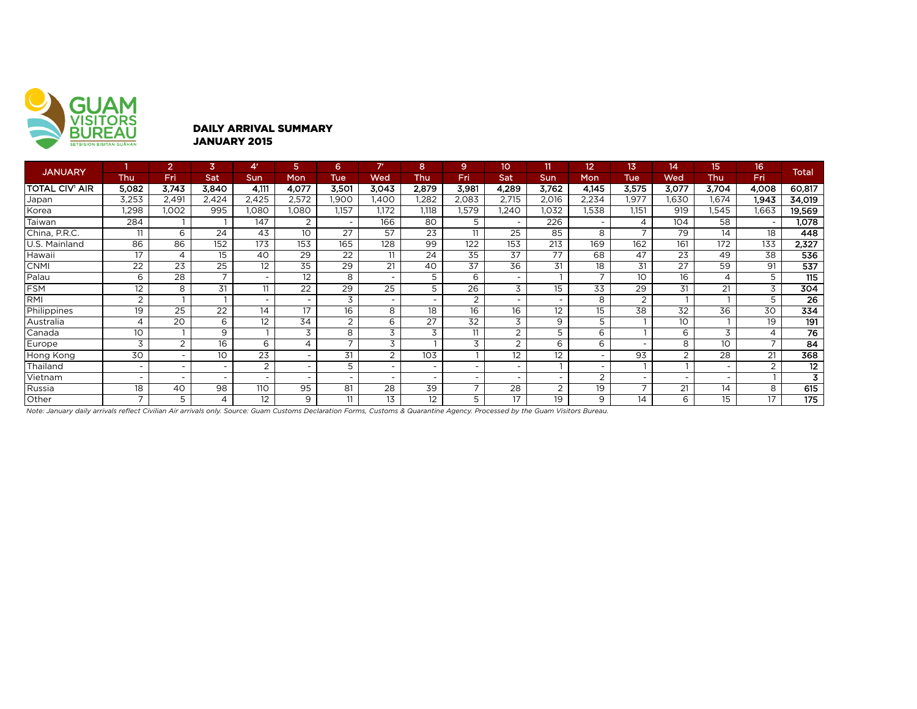**DAILY ARRIVAL SUMMARY**
**JANUARY 2015**

| JANUARY | 1 | 2 | 3 | 4' | 5 | 6 | 7' | 8 | 9 | 10 | 11 | 12 | 13 | 14 | 15 | 16 | Total |
|---|---|---|---|---|---|---|---|---|---|---|---|---|---|---|---|---|---|
| | Thu | Fri | Sat | Sun | Mon | Tue | Wed | Thu | Fri | Sat | Sun | Mon | Tue | Wed | Thu | Fri | |
| **TOTAL CIV' AIR** | **5,082** | **3,743** | **3,840** | **4,111** | **4,077** | **3,501** | **3,043** | **2,879** | **3,981** | **4,289** | **3,762** | **4,145** | **3,575** | **3,077** | **3,704** | **4,008** | **60,817** |
| Japan | 3,253 | 2,491 | 2,424 | 2,425 | 2,572 | 1,900 | 1,400 | 1,282 | 2,083 | 2,715 | 2,016 | 2,234 | 1,977 | 1,630 | 1,674 | **1,943** | **34,019** |
| Korea | 1,298 | 1,002 | 995 | 1,080 | 1,080 | 1,157 | 1,172 | 1,118 | 1,579 | 1,240 | 1,032 | 1,538 | 1,151 | 919 | 1,545 | 1,663 | **19,569** |
| Taiwan | 284 | 1 | 1 | 147 | 2 | - | 166 | 80 | 5 | - | 226 | - | 4 | 104 | 58 | - | **1,078** |
| China, P.R.C. | 11 | 6 | 24 | 43 | 10 | 27 | 57 | 23 | 11 | 25 | 85 | 8 | 7 | 79 | 14 | 18 | **448** |
| U.S. Mainland | 86 | 86 | 152 | 173 | 153 | 165 | 128 | 99 | 122 | 153 | 213 | 169 | 162 | 161 | 172 | 133 | **2,327** |
| Hawaii | 17 | 4 | 15 | 40 | 29 | 22 | 11 | 24 | 35 | 37 | 77 | 68 | 47 | 23 | 49 | 38 | **536** |
| CNMI | 22 | 23 | 25 | 12 | 35 | 29 | 21 | 40 | 37 | 36 | 31 | 18 | 31 | 27 | 59 | 91 | **537** |
| Palau | 6 | 28 | 7 | - | 12 | 8 | - | 5 | 6 | - | 1 | 7 | 10 | 16 | 4 | 5 | **115** |
| FSM | 12 | 8 | 31 | 11 | 22 | 29 | 25 | 5 | 26 | 3 | 15 | 33 | 29 | 31 | 21 | 3 | **304** |
| RMI | 2 | 1 | 1 | - | - | 3 | - | - | 2 | - | - | 8 | 2 | 1 | 1 | 5 | **26** |
| Philippines | 19 | 25 | 22 | 14 | 17 | 16 | 8 | 18 | 16 | 16 | 12 | 15 | 38 | 32 | 36 | 30 | **334** |
| Australia | 4 | 20 | 6 | 12 | 34 | 2 | 6 | 27 | 32 | 3 | 9 | 5 | 1 | 10 | 1 | 19 | **191** |
| Canada | 10 | 1 | 9 | 1 | 3 | 8 | 3 | 3 | 11 | 2 | 5 | 6 | 1 | 6 | 3 | 4 | **76** |
| Europe | 3 | 2 | 16 | 6 | 4 | 7 | 3 | 1 | 3 | 2 | 6 | 6 | - | 8 | 10 | 7 | **84** |
| Hong Kong | 30 | - | 10 | 23 | - | 31 | 2 | 103 | 1 | 12 | 12 | - | 93 | 2 | 28 | 21 | **368** |
| Thailand | - | - | - | 2 | - | 5 | - | - | - | - | 1 | - | 1 | 1 | - | 2 | **12** |
| Vietnam | - | - | - | - | - | - | - | - | - | - | - | 2 | - | - | - | 1 | **3** |
| Russia | 18 | 40 | 98 | 110 | 95 | 81 | 28 | 39 | 7 | 28 | 2 | 19 | 7 | 21 | 14 | 8 | **615** |
| Other | 7 | 5 | 4 | 12 | 9 | 11 | 13 | 12 | 5 | 17 | 19 | 9 | 14 | 6 | 15 | 17 | **175** |

*Note: January daily arrivals reflect Civilian Air arrivals only. Source: Guam Customs Declaration Forms, Customs & Quarantine Agency. Processed by the Guam Visitors Bureau.*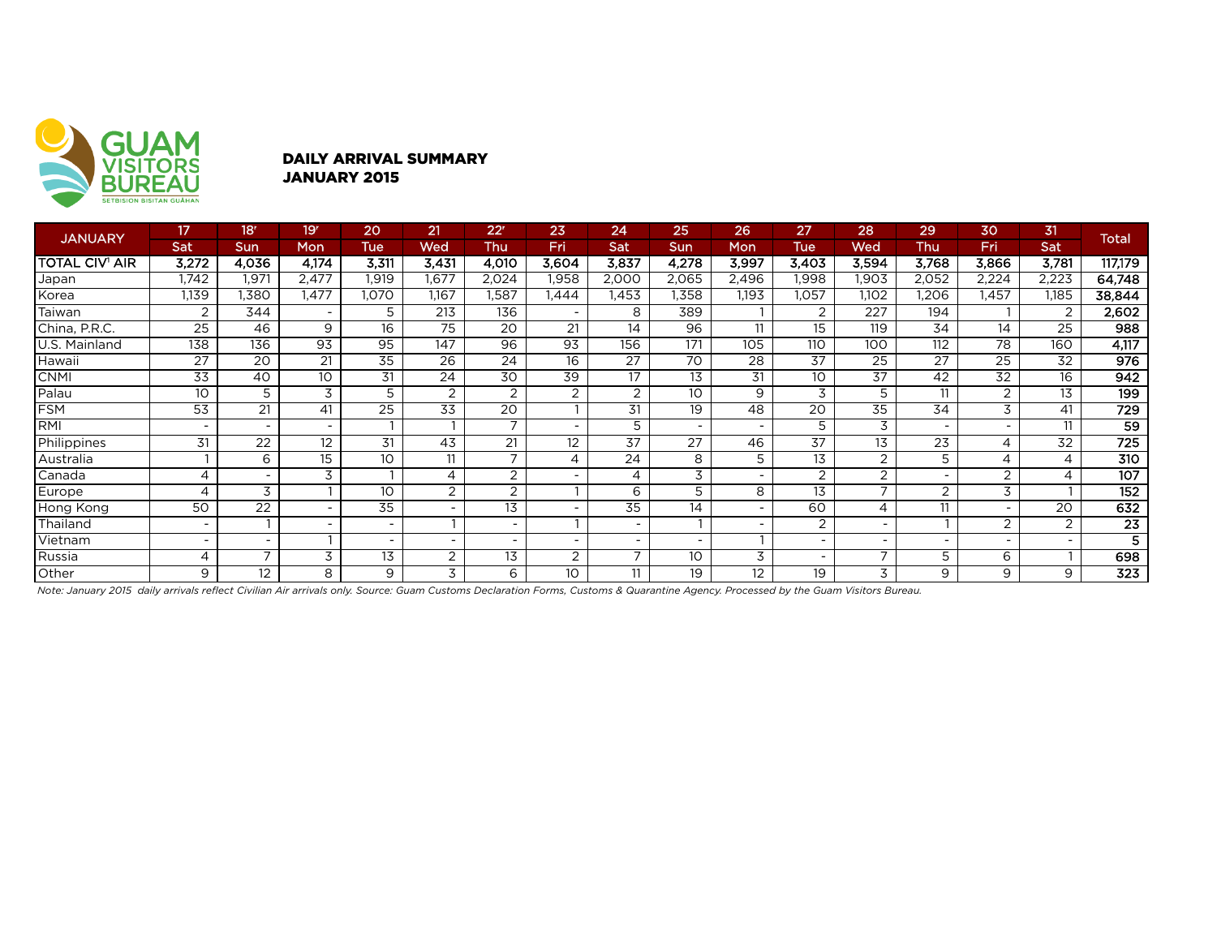GUAM VISITORS BUREAU
SETBISION BISITAN GUÅHAN

## DAILY ARRIVAL SUMMARY
## JANUARY 2015

| JANUARY | 17 | 18r | 19r | 20 | 21 | 22r | 23 | 24 | 25 | 26 | 27 | 28 | 29 | 30 | 31 | Total |
|---|---|---|---|---|---|---|---|---|---|---|---|---|---|---|---|---|
| | Sat | Sun | Mon | Tue | Wed | Thu | Fri | Sat | Sun | Mon | Tue | Wed | Thu | Fri | Sat | |
| **TOTAL CIV[1] AIR** | **3,272** | **4,036** | **4,174** | **3,311** | **3,431** | **4,010** | **3,604** | **3,837** | **4,278** | **3,997** | **3,403** | **3,594** | **3,768** | **3,866** | **3,781** | **117,179** |
| Japan | 1,742 | 1,971 | 2,477 | 1,919 | 1,677 | 2,024 | 1,958 | 2,000 | 2,065 | 2,496 | 1,998 | 1,903 | 2,052 | 2,224 | 2,223 | **64,748** |
| Korea | 1,139 | 1,380 | 1,477 | 1,070 | 1,167 | 1,587 | 1,444 | 1,453 | 1,358 | 1,193 | 1,057 | 1,102 | 1,206 | 1,457 | 1,185 | **38,844** |
| Taiwan | 2 | 344 | - | 5 | 213 | 136 | - | 8 | 389 | 1 | 2 | 227 | 194 | 1 | 2 | **2,602** |
| China, P.R.C. | 25 | 46 | 9 | 16 | 75 | 20 | 21 | 14 | 96 | 11 | 15 | 119 | 34 | 14 | 25 | **988** |
| U.S. Mainland | 138 | 136 | 93 | 95 | 147 | 96 | 93 | 156 | 171 | 105 | 110 | 100 | 112 | 78 | 160 | **4,117** |
| Hawaii | 27 | 20 | 21 | 35 | 26 | 24 | 16 | 27 | 70 | 28 | 37 | 25 | 27 | 25 | 32 | **976** |
| CNMI | 33 | 40 | 10 | 31 | 24 | 30 | 39 | 17 | 13 | 31 | 10 | 37 | 42 | 32 | 16 | **942** |
| Palau | 10 | 5 | 3 | 5 | 2 | 2 | 2 | 2 | 10 | 9 | 3 | 5 | 11 | 2 | 13 | **199** |
| FSM | 53 | 21 | 41 | 25 | 33 | 20 | 1 | 31 | 19 | 48 | 20 | 35 | 34 | 3 | 41 | **729** |
| RMI | - | - | - | 1 | 1 | 7 | - | 5 | - | - | 5 | 3 | - | - | 11 | **59** |
| Philippines | 31 | 22 | 12 | 31 | 43 | 21 | 12 | 37 | 27 | 46 | 37 | 13 | 23 | 4 | 32 | **725** |
| Australia | 1 | 6 | 15 | 10 | 11 | 7 | 4 | 24 | 8 | 5 | 13 | 2 | 5 | 4 | 4 | **310** |
| Canada | 4 | - | 3 | 1 | 4 | 2 | - | 4 | 3 | - | 2 | 2 | - | 2 | 4 | **107** |
| Europe | 4 | 3 | 1 | 10 | 2 | 2 | 1 | 6 | 5 | 8 | 13 | 7 | 2 | 3 | 1 | **152** |
| Hong Kong | 50 | 22 | - | 35 | - | 13 | - | 35 | 14 | - | 60 | 4 | 11 | - | 20 | **632** |
| Thailand | - | 1 | - | - | 1 | - | 1 | - | 1 | - | 2 | - | 1 | 2 | 2 | **23** |
| Vietnam | - | - | 1 | - | - | - | - | - | - | 1 | - | - | - | - | - | **5** |
| Russia | 4 | 7 | 3 | 13 | 2 | 13 | 2 | 7 | 10 | 3 | - | 7 | 5 | 6 | 1 | **698** |
| Other | 9 | 12 | 8 | 9 | 3 | 6 | 10 | 11 | 19 | 12 | 19 | 3 | 9 | 9 | 9 | **323** |

*Note: January 2015 daily arrivals reflect Civilian Air arrivals only. Source: Guam Customs Declaration Forms, Customs & Quarantine Agency. Processed by the Guam Visitors Bureau.*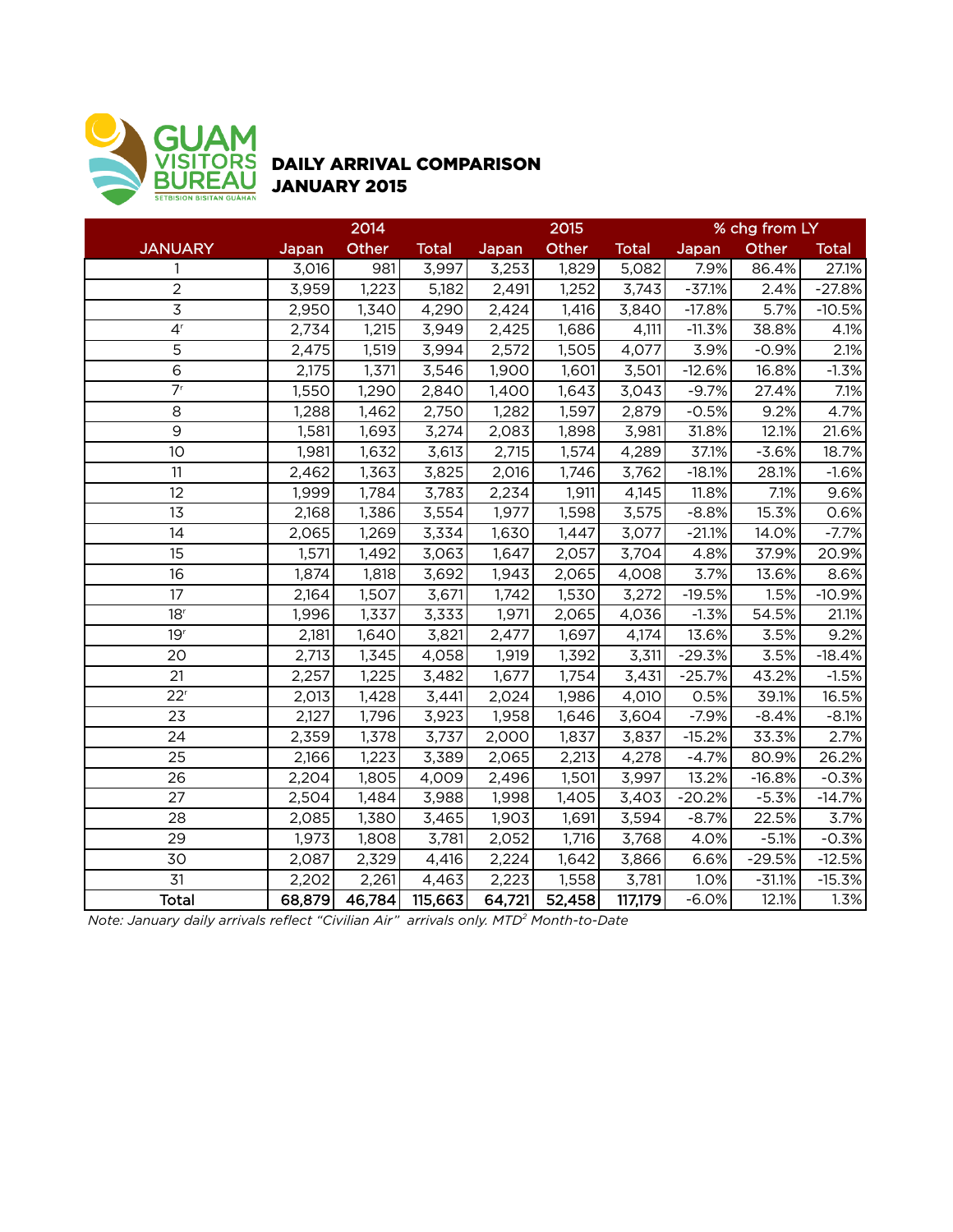GUAM VISITORS BUREAU
SETBISION BISITAN GUÅHAN

## DAILY ARRIVAL COMPARISON
## JANUARY 2015

| JANUARY | 2014 Japan | 2014 Other | 2014 Total | 2015 Japan | 2015 Other | 2015 Total | % chg from LY Japan | % chg from LY Other | % chg from LY Total |
|---|---|---|---|---|---|---|---|---|---|
| 1 | 3,016 | 981 | 3,997 | 3,253 | 1,829 | 5,082 | 7.9% | 86.4% | 27.1% |
| 2 | 3,959 | 1,223 | 5,182 | 2,491 | 1,252 | 3,743 | -37.1% | 2.4% | -27.8% |
| 3 | 2,950 | 1,340 | 4,290 | 2,424 | 1,416 | 3,840 | -17.8% | 5.7% | -10.5% |
| 4[r] | 2,734 | 1,215 | 3,949 | 2,425 | 1,686 | 4,111 | -11.3% | 38.8% | 4.1% |
| 5 | 2,475 | 1,519 | 3,994 | 2,572 | 1,505 | 4,077 | 3.9% | -0.9% | 2.1% |
| 6 | 2,175 | 1,371 | 3,546 | 1,900 | 1,601 | 3,501 | -12.6% | 16.8% | -1.3% |
| 7[r] | 1,550 | 1,290 | 2,840 | 1,400 | 1,643 | 3,043 | -9.7% | 27.4% | 7.1% |
| 8 | 1,288 | 1,462 | 2,750 | 1,282 | 1,597 | 2,879 | -0.5% | 9.2% | 4.7% |
| 9 | 1,581 | 1,693 | 3,274 | 2,083 | 1,898 | 3,981 | 31.8% | 12.1% | 21.6% |
| 10 | 1,981 | 1,632 | 3,613 | 2,715 | 1,574 | 4,289 | 37.1% | -3.6% | 18.7% |
| 11 | 2,462 | 1,363 | 3,825 | 2,016 | 1,746 | 3,762 | -18.1% | 28.1% | -1.6% |
| 12 | 1,999 | 1,784 | 3,783 | 2,234 | 1,911 | 4,145 | 11.8% | 7.1% | 9.6% |
| 13 | 2,168 | 1,386 | 3,554 | 1,977 | 1,598 | 3,575 | -8.8% | 15.3% | 0.6% |
| 14 | 2,065 | 1,269 | 3,334 | 1,630 | 1,447 | 3,077 | -21.1% | 14.0% | -7.7% |
| 15 | 1,571 | 1,492 | 3,063 | 1,647 | 2,057 | 3,704 | 4.8% | 37.9% | 20.9% |
| 16 | 1,874 | 1,818 | 3,692 | 1,943 | 2,065 | 4,008 | 3.7% | 13.6% | 8.6% |
| 17 | 2,164 | 1,507 | 3,671 | 1,742 | 1,530 | 3,272 | -19.5% | 1.5% | -10.9% |
| 18[r] | 1,996 | 1,337 | 3,333 | 1,971 | 2,065 | 4,036 | -1.3% | 54.5% | 21.1% |
| 19[r] | 2,181 | 1,640 | 3,821 | 2,477 | 1,697 | 4,174 | 13.6% | 3.5% | 9.2% |
| 20 | 2,713 | 1,345 | 4,058 | 1,919 | 1,392 | 3,311 | -29.3% | 3.5% | -18.4% |
| 21 | 2,257 | 1,225 | 3,482 | 1,677 | 1,754 | 3,431 | -25.7% | 43.2% | -1.5% |
| 22[r] | 2,013 | 1,428 | 3,441 | 2,024 | 1,986 | 4,010 | 0.5% | 39.1% | 16.5% |
| 23 | 2,127 | 1,796 | 3,923 | 1,958 | 1,646 | 3,604 | -7.9% | -8.4% | -8.1% |
| 24 | 2,359 | 1,378 | 3,737 | 2,000 | 1,837 | 3,837 | -15.2% | 33.3% | 2.7% |
| 25 | 2,166 | 1,223 | 3,389 | 2,065 | 2,213 | 4,278 | -4.7% | 80.9% | 26.2% |
| 26 | 2,204 | 1,805 | 4,009 | 2,496 | 1,501 | 3,997 | 13.2% | -16.8% | -0.3% |
| 27 | 2,504 | 1,484 | 3,988 | 1,998 | 1,405 | 3,403 | -20.2% | -5.3% | -14.7% |
| 28 | 2,085 | 1,380 | 3,465 | 1,903 | 1,691 | 3,594 | -8.7% | 22.5% | 3.7% |
| 29 | 1,973 | 1,808 | 3,781 | 2,052 | 1,716 | 3,768 | 4.0% | -5.1% | -0.3% |
| 30 | 2,087 | 2,329 | 4,416 | 2,224 | 1,642 | 3,866 | 6.6% | -29.5% | -12.5% |
| 31 | 2,202 | 2,261 | 4,463 | 2,223 | 1,558 | 3,781 | 1.0% | -31.1% | -15.3% |
| **Total** | **68,879** | **46,784** | **115,663** | **64,721** | **52,458** | **117,179** | -6.0% | 12.1% | 1.3% |

*Note: January daily arrivals reflect "Civilian Air" arrivals only. MTD[2] Month-to-Date*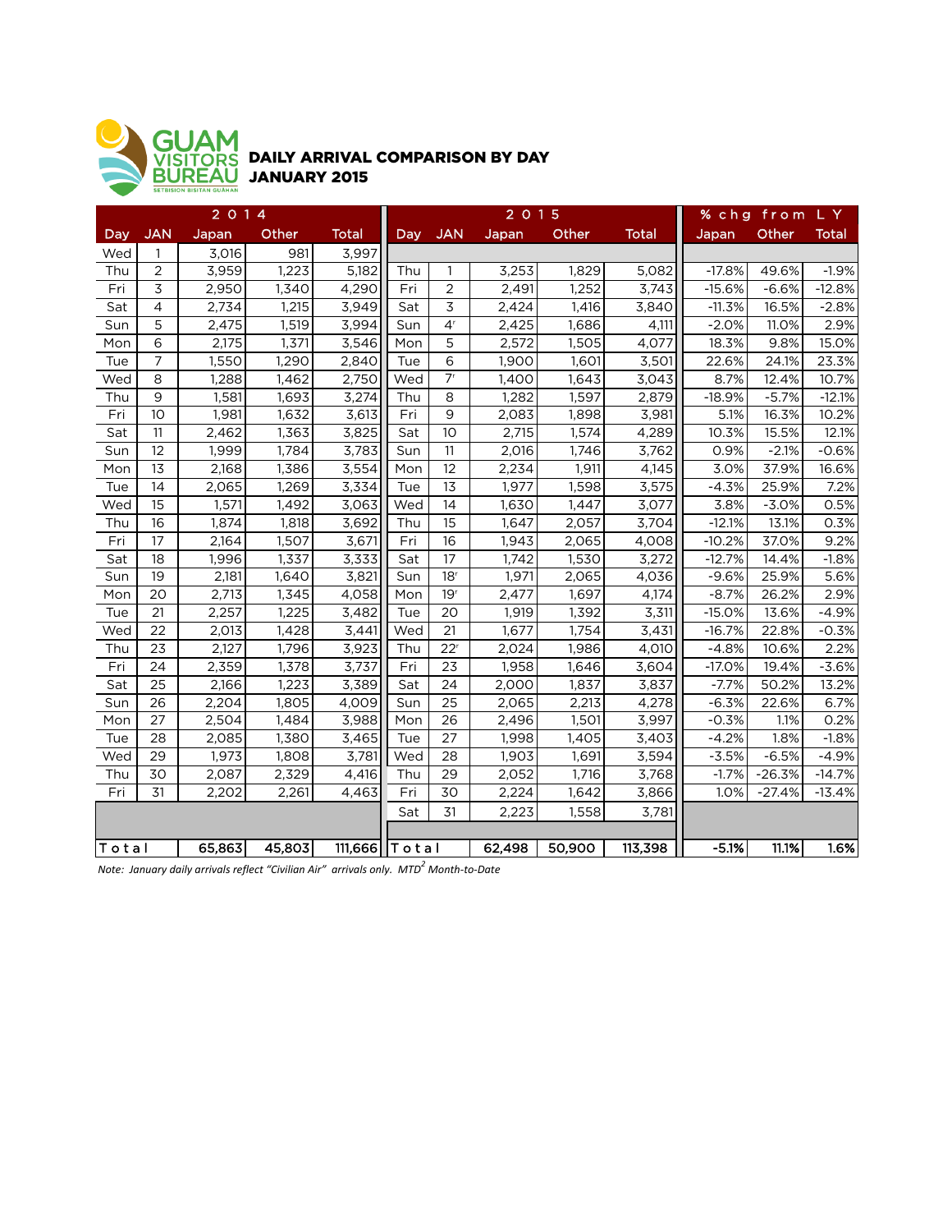# GUAM VISITORS BUREAU

## DAILY ARRIVAL COMPARISON BY DAY
## JANUARY 2015

| 2014 | | | | | 2015 | | | | | % chg from LY | | |
|---|---|---|---|---|---|---|---|---|---|---|---|---|
| Day | JAN | Japan | Other | Total | Day | JAN | Japan | Other | Total | Japan | Other | Total |
| Wed | 1 | 3,016 | 981 | 3,997 | | | | | | | | |
| Thu | 2 | 3,959 | 1,223 | 5,182 | Thu | 1 | 3,253 | 1,829 | 5,082 | -17.8% | 49.6% | -1.9% |
| Fri | 3 | 2,950 | 1,340 | 4,290 | Fri | 2 | 2,491 | 1,252 | 3,743 | -15.6% | -6.6% | -12.8% |
| Sat | 4 | 2,734 | 1,215 | 3,949 | Sat | 3 | 2,424 | 1,416 | 3,840 | -11.3% | 16.5% | -2.8% |
| Sun | 5 | 2,475 | 1,519 | 3,994 | Sun | 4r | 2,425 | 1,686 | 4,111 | -2.0% | 11.0% | 2.9% |
| Mon | 6 | 2,175 | 1,371 | 3,546 | Mon | 5 | 2,572 | 1,505 | 4,077 | 18.3% | 9.8% | 15.0% |
| Tue | 7 | 1,550 | 1,290 | 2,840 | Tue | 6 | 1,900 | 1,601 | 3,501 | 22.6% | 24.1% | 23.3% |
| Wed | 8 | 1,288 | 1,462 | 2,750 | Wed | 7r | 1,400 | 1,643 | 3,043 | 8.7% | 12.4% | 10.7% |
| Thu | 9 | 1,581 | 1,693 | 3,274 | Thu | 8 | 1,282 | 1,597 | 2,879 | -18.9% | -5.7% | -12.1% |
| Fri | 10 | 1,981 | 1,632 | 3,613 | Fri | 9 | 2,083 | 1,898 | 3,981 | 5.1% | 16.3% | 10.2% |
| Sat | 11 | 2,462 | 1,363 | 3,825 | Sat | 10 | 2,715 | 1,574 | 4,289 | 10.3% | 15.5% | 12.1% |
| Sun | 12 | 1,999 | 1,784 | 3,783 | Sun | 11 | 2,016 | 1,746 | 3,762 | 0.9% | -2.1% | -0.6% |
| Mon | 13 | 2,168 | 1,386 | 3,554 | Mon | 12 | 2,234 | 1,911 | 4,145 | 3.0% | 37.9% | 16.6% |
| Tue | 14 | 2,065 | 1,269 | 3,334 | Tue | 13 | 1,977 | 1,598 | 3,575 | -4.3% | 25.9% | 7.2% |
| Wed | 15 | 1,571 | 1,492 | 3,063 | Wed | 14 | 1,630 | 1,447 | 3,077 | 3.8% | -3.0% | 0.5% |
| Thu | 16 | 1,874 | 1,818 | 3,692 | Thu | 15 | 1,647 | 2,057 | 3,704 | -12.1% | 13.1% | 0.3% |
| Fri | 17 | 2,164 | 1,507 | 3,671 | Fri | 16 | 1,943 | 2,065 | 4,008 | -10.2% | 37.0% | 9.2% |
| Sat | 18 | 1,996 | 1,337 | 3,333 | Sat | 17 | 1,742 | 1,530 | 3,272 | -12.7% | 14.4% | -1.8% |
| Sun | 19 | 2,181 | 1,640 | 3,821 | Sun | 18r | 1,971 | 2,065 | 4,036 | -9.6% | 25.9% | 5.6% |
| Mon | 20 | 2,713 | 1,345 | 4,058 | Mon | 19r | 2,477 | 1,697 | 4,174 | -8.7% | 26.2% | 2.9% |
| Tue | 21 | 2,257 | 1,225 | 3,482 | Tue | 20 | 1,919 | 1,392 | 3,311 | -15.0% | 13.6% | -4.9% |
| Wed | 22 | 2,013 | 1,428 | 3,441 | Wed | 21 | 1,677 | 1,754 | 3,431 | -16.7% | 22.8% | -0.3% |
| Thu | 23 | 2,127 | 1,796 | 3,923 | Thu | 22r | 2,024 | 1,986 | 4,010 | -4.8% | 10.6% | 2.2% |
| Fri | 24 | 2,359 | 1,378 | 3,737 | Fri | 23 | 1,958 | 1,646 | 3,604 | -17.0% | 19.4% | -3.6% |
| Sat | 25 | 2,166 | 1,223 | 3,389 | Sat | 24 | 2,000 | 1,837 | 3,837 | -7.7% | 50.2% | 13.2% |
| Sun | 26 | 2,204 | 1,805 | 4,009 | Sun | 25 | 2,065 | 2,213 | 4,278 | -6.3% | 22.6% | 6.7% |
| Mon | 27 | 2,504 | 1,484 | 3,988 | Mon | 26 | 2,496 | 1,501 | 3,997 | -0.3% | 1.1% | 0.2% |
| Tue | 28 | 2,085 | 1,380 | 3,465 | Tue | 27 | 1,998 | 1,405 | 3,403 | -4.2% | 1.8% | -1.8% |
| Wed | 29 | 1,973 | 1,808 | 3,781 | Wed | 28 | 1,903 | 1,691 | 3,594 | -3.5% | -6.5% | -4.9% |
| Thu | 30 | 2,087 | 2,329 | 4,416 | Thu | 29 | 2,052 | 1,716 | 3,768 | -1.7% | -26.3% | -14.7% |
| Fri | 31 | 2,202 | 2,261 | 4,463 | Fri | 30 | 2,224 | 1,642 | 3,866 | 1.0% | -27.4% | -13.4% |
| | | | | | Sat | 31 | 2,223 | 1,558 | 3,781 | | | |
| Total | | 65,863 | 45,803 | 111,666 | Total | | 62,498 | 50,900 | 113,398 | -5.1% | 11.1% | 1.6% |

*Note: January daily arrivals reflect "Civilian Air" arrivals only. MTD[2] Month-to-Date*